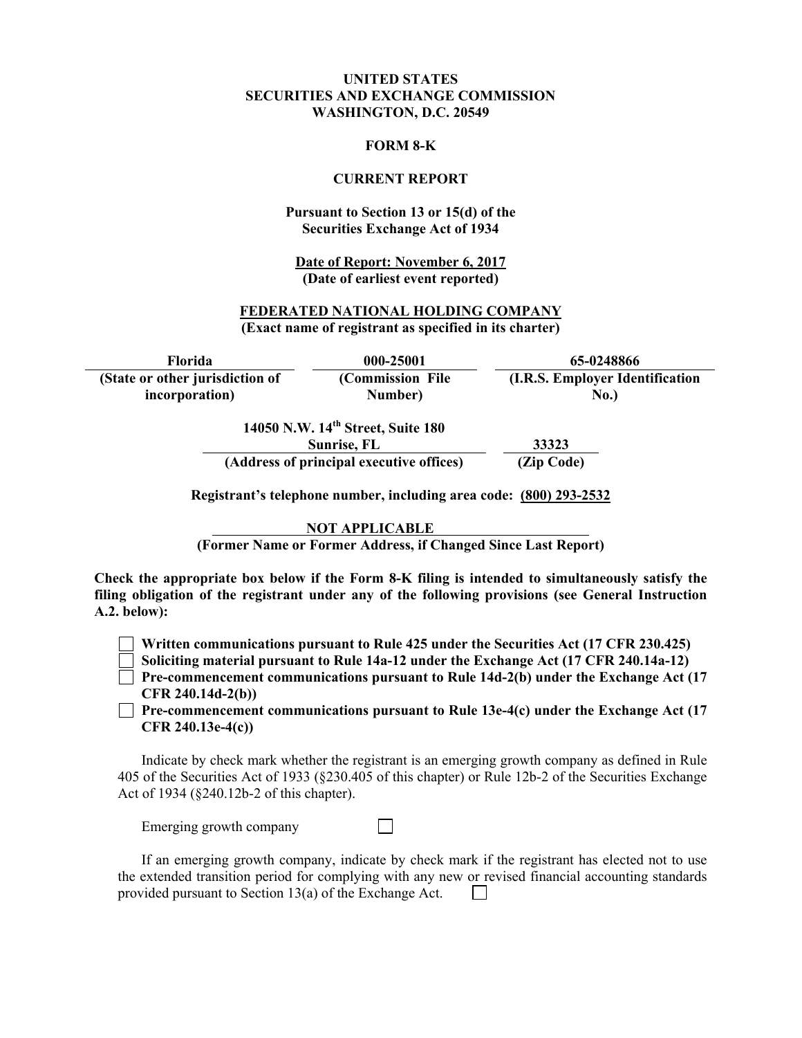**UNITED STATES**
**SECURITIES AND EXCHANGE COMMISSION**
**WASHINGTON, D.C. 20549**

**FORM 8-K**

**CURRENT REPORT**

**Pursuant to Section 13 or 15(d) of the Securities Exchange Act of 1934**

**Date of Report: November 6, 2017**
**(Date of earliest event reported)**

**FEDERATED NATIONAL HOLDING COMPANY**
**(Exact name of registrant as specified in its charter)**

| Florida | 000-25001 | 65-0248866 |
|---|---|---|
| (State or other jurisdiction of incorporation) | (Commission File Number) | (I.R.S. Employer Identification No.) |

| 14050 N.W. 14th Street, Suite 180 Sunrise, FL | 33323 |
|---|---|
| (Address of principal executive offices) | (Zip Code) |

**Registrant's telephone number, including area code: (800) 293-2532**

**NOT APPLICABLE**
**(Former Name or Former Address, if Changed Since Last Report)**

**Check the appropriate box below if the Form 8-K filing is intended to simultaneously satisfy the filing obligation of the registrant under any of the following provisions (see General Instruction A.2. below):**

☐ **Written communications pursuant to Rule 425 under the Securities Act (17 CFR 230.425)**
☐ **Soliciting material pursuant to Rule 14a-12 under the Exchange Act (17 CFR 240.14a-12)**
☐ **Pre-commencement communications pursuant to Rule 14d-2(b) under the Exchange Act (17 CFR 240.14d-2(b))**
☐ **Pre-commencement communications pursuant to Rule 13e-4(c) under the Exchange Act (17 CFR 240.13e-4(c))**

Indicate by check mark whether the registrant is an emerging growth company as defined in Rule 405 of the Securities Act of 1933 (§230.405 of this chapter) or Rule 12b-2 of the Securities Exchange Act of 1934 (§240.12b-2 of this chapter).

Emerging growth company ☐

If an emerging growth company, indicate by check mark if the registrant has elected not to use the extended transition period for complying with any new or revised financial accounting standards provided pursuant to Section 13(a) of the Exchange Act. ☐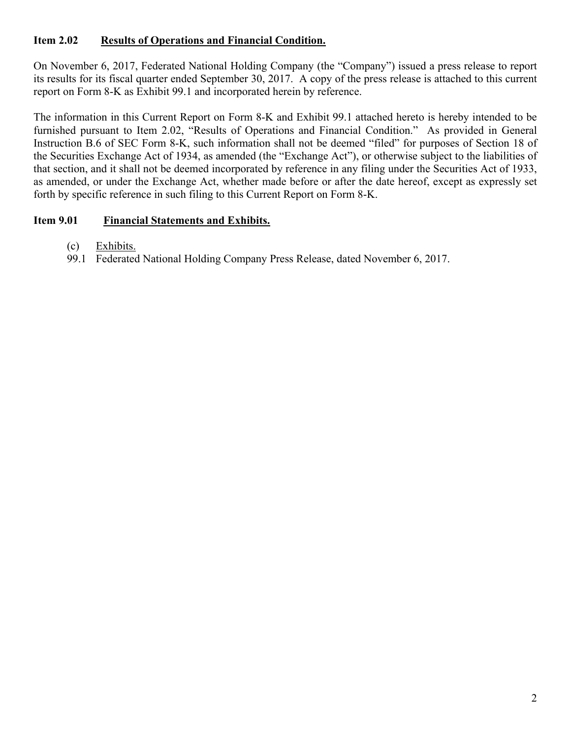**Item 2.02 Results of Operations and Financial Condition.**

On November 6, 2017, Federated National Holding Company (the "Company") issued a press release to report its results for its fiscal quarter ended September 30, 2017. A copy of the press release is attached to this current report on Form 8-K as Exhibit 99.1 and incorporated herein by reference.

The information in this Current Report on Form 8-K and Exhibit 99.1 attached hereto is hereby intended to be furnished pursuant to Item 2.02, "Results of Operations and Financial Condition." As provided in General Instruction B.6 of SEC Form 8-K, such information shall not be deemed "filed" for purposes of Section 18 of the Securities Exchange Act of 1934, as amended (the "Exchange Act"), or otherwise subject to the liabilities of that section, and it shall not be deemed incorporated by reference in any filing under the Securities Act of 1933, as amended, or under the Exchange Act, whether made before or after the date hereof, except as expressly set forth by specific reference in such filing to this Current Report on Form 8-K.

**Item 9.01 Financial Statements and Exhibits.**

(c) Exhibits.

99.1 Federated National Holding Company Press Release, dated November 6, 2017.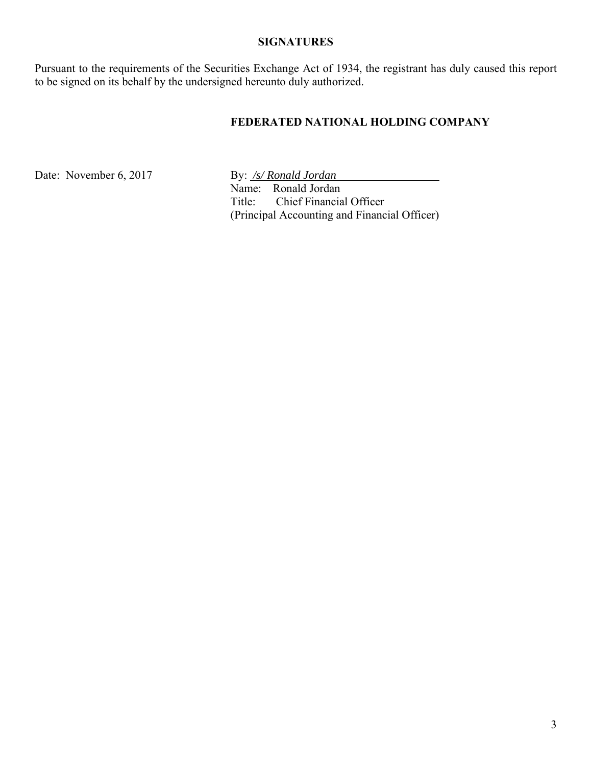## SIGNATURES

Pursuant to the requirements of the Securities Exchange Act of 1934, the registrant has duly caused this report to be signed on its behalf by the undersigned hereunto duly authorized.

**FEDERATED NATIONAL HOLDING COMPANY**

Date: November 6, 2017

By: */s/ Ronald Jordan*
Name: Ronald Jordan
Title: Chief Financial Officer
(Principal Accounting and Financial Officer)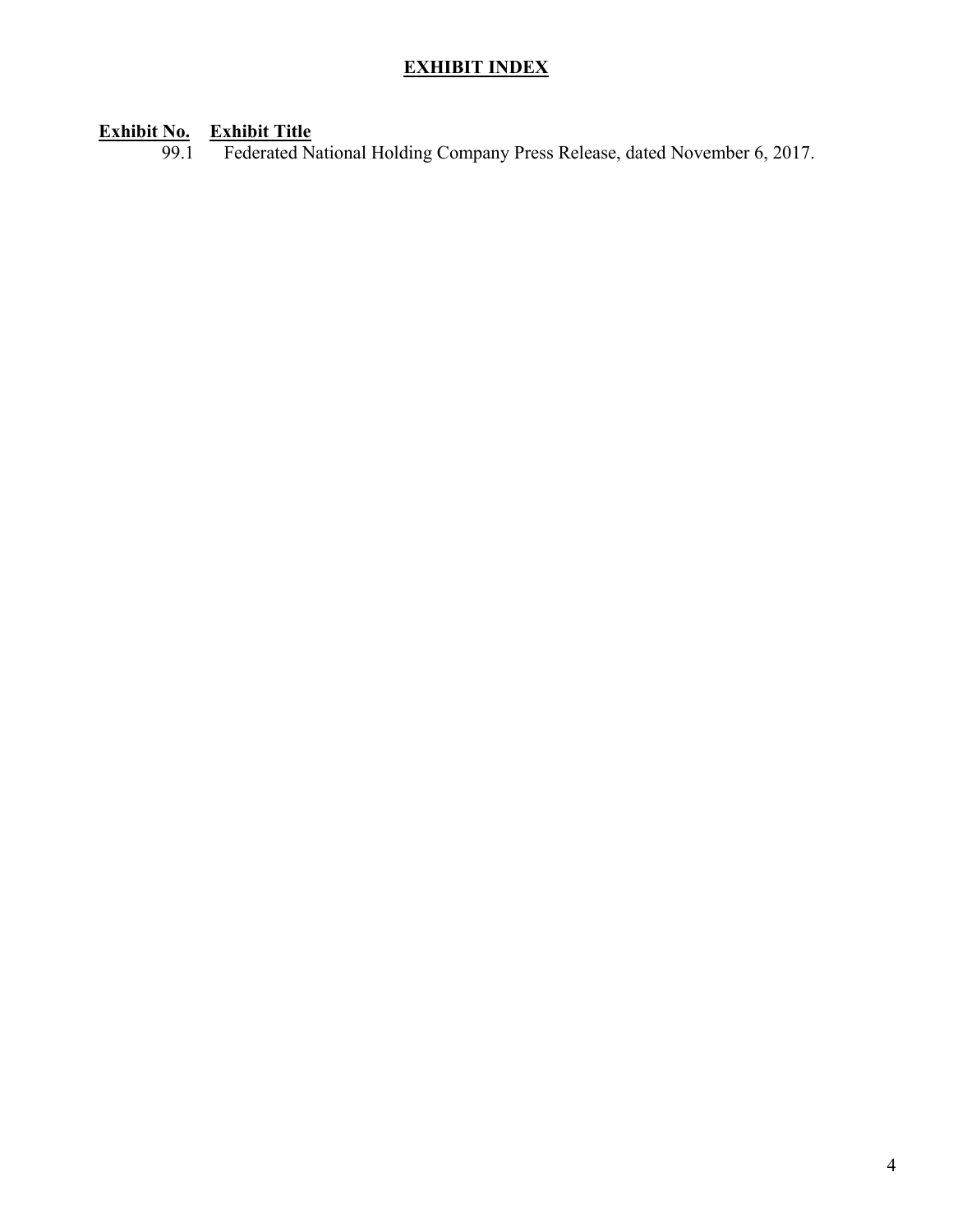# EXHIBIT INDEX

| Exhibit No. | Exhibit Title |
| --- | --- |
| 99.1 | Federated National Holding Company Press Release, dated November 6, 2017. |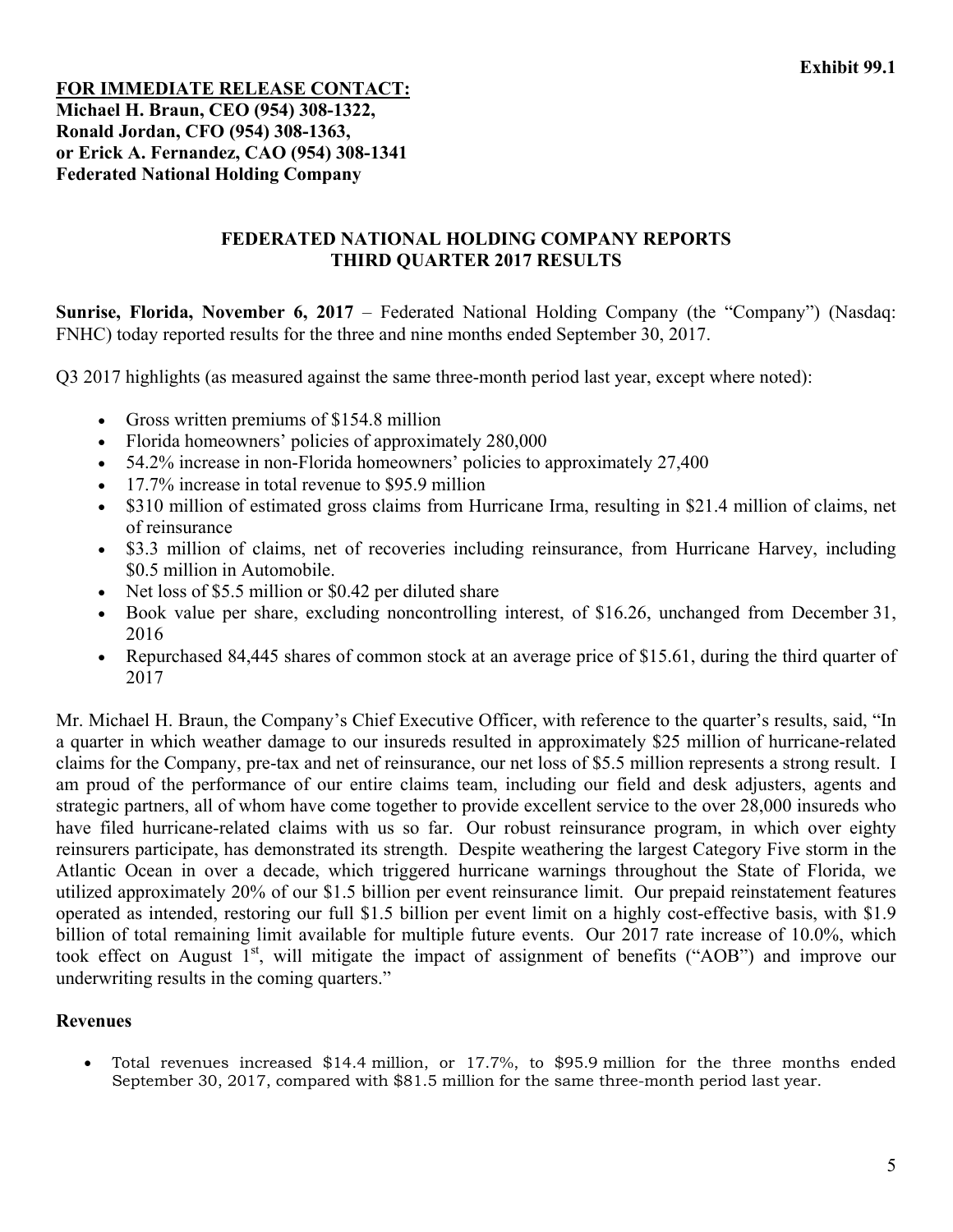**Exhibit 99.1**

**FOR IMMEDIATE RELEASE CONTACT:**
**Michael H. Braun, CEO (954) 308-1322,**
**Ronald Jordan, CFO (954) 308-1363,**
**or Erick A. Fernandez, CAO (954) 308-1341**
**Federated National Holding Company**

# FEDERATED NATIONAL HOLDING COMPANY REPORTS THIRD QUARTER 2017 RESULTS

**Sunrise, Florida, November 6, 2017** – Federated National Holding Company (the "Company") (Nasdaq: FNHC) today reported results for the three and nine months ended September 30, 2017.

Q3 2017 highlights (as measured against the same three-month period last year, except where noted):

- Gross written premiums of $154.8 million
- Florida homeowners' policies of approximately 280,000
- 54.2% increase in non-Florida homeowners' policies to approximately 27,400
- 17.7% increase in total revenue to $95.9 million
- $310 million of estimated gross claims from Hurricane Irma, resulting in $21.4 million of claims, net of reinsurance
- $3.3 million of claims, net of recoveries including reinsurance, from Hurricane Harvey, including $0.5 million in Automobile.
- Net loss of $5.5 million or $0.42 per diluted share
- Book value per share, excluding noncontrolling interest, of $16.26, unchanged from December 31, 2016
- Repurchased 84,445 shares of common stock at an average price of $15.61, during the third quarter of 2017

Mr. Michael H. Braun, the Company's Chief Executive Officer, with reference to the quarter's results, said, "In a quarter in which weather damage to our insureds resulted in approximately $25 million of hurricane-related claims for the Company, pre-tax and net of reinsurance, our net loss of $5.5 million represents a strong result. I am proud of the performance of our entire claims team, including our field and desk adjusters, agents and strategic partners, all of whom have come together to provide excellent service to the over 28,000 insureds who have filed hurricane-related claims with us so far. Our robust reinsurance program, in which over eighty reinsurers participate, has demonstrated its strength. Despite weathering the largest Category Five storm in the Atlantic Ocean in over a decade, which triggered hurricane warnings throughout the State of Florida, we utilized approximately 20% of our $1.5 billion per event reinsurance limit. Our prepaid reinstatement features operated as intended, restoring our full $1.5 billion per event limit on a highly cost-effective basis, with $1.9 billion of total remaining limit available for multiple future events. Our 2017 rate increase of 10.0%, which took effect on August 1st, will mitigate the impact of assignment of benefits ("AOB") and improve our underwriting results in the coming quarters."

## Revenues

- Total revenues increased $14.4 million, or 17.7%, to $95.9 million for the three months ended September 30, 2017, compared with $81.5 million for the same three-month period last year.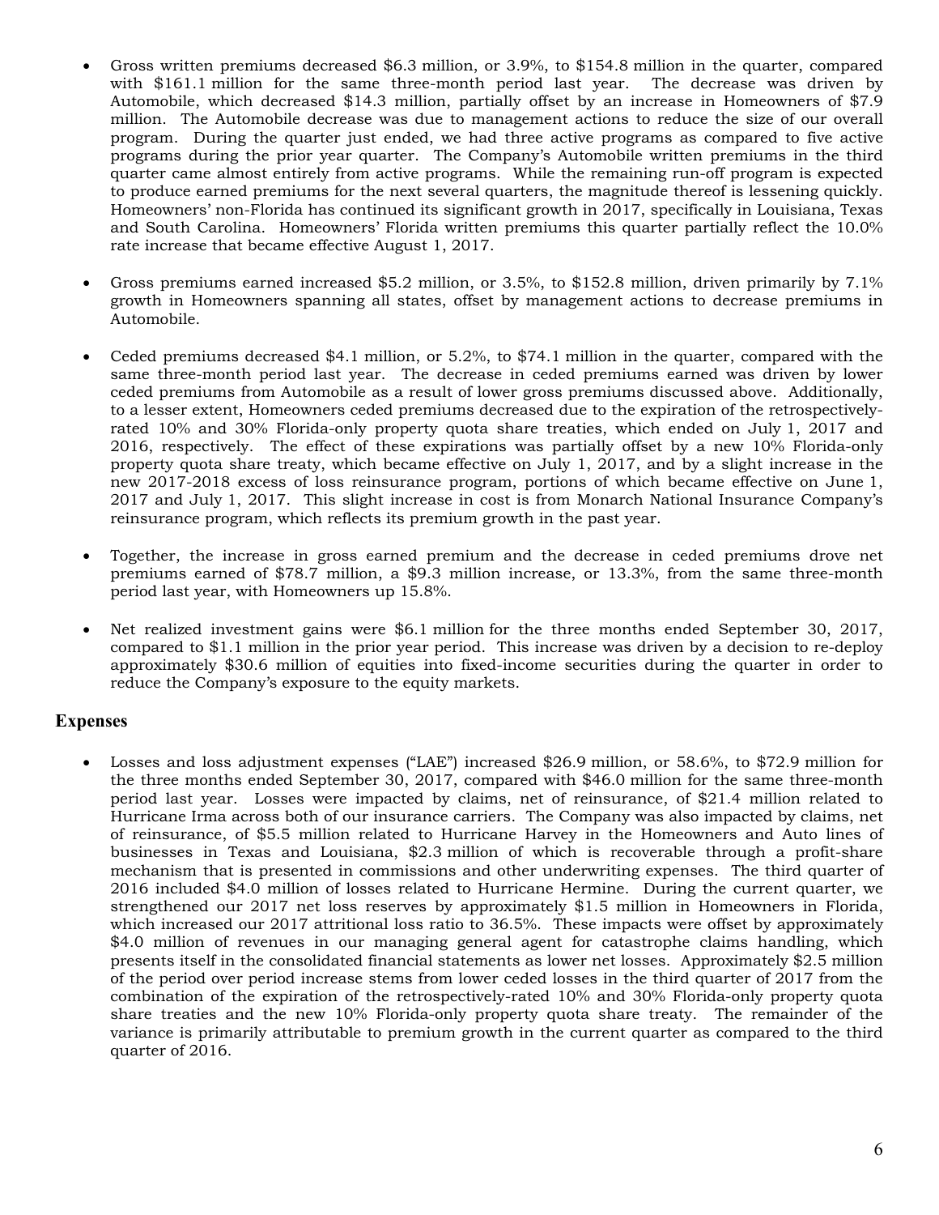- Gross written premiums decreased $6.3 million, or 3.9%, to $154.8 million in the quarter, compared with $161.1 million for the same three-month period last year. The decrease was driven by Automobile, which decreased $14.3 million, partially offset by an increase in Homeowners of $7.9 million. The Automobile decrease was due to management actions to reduce the size of our overall program. During the quarter just ended, we had three active programs as compared to five active programs during the prior year quarter. The Company's Automobile written premiums in the third quarter came almost entirely from active programs. While the remaining run-off program is expected to produce earned premiums for the next several quarters, the magnitude thereof is lessening quickly. Homeowners' non-Florida has continued its significant growth in 2017, specifically in Louisiana, Texas and South Carolina. Homeowners' Florida written premiums this quarter partially reflect the 10.0% rate increase that became effective August 1, 2017.

- Gross premiums earned increased $5.2 million, or 3.5%, to $152.8 million, driven primarily by 7.1% growth in Homeowners spanning all states, offset by management actions to decrease premiums in Automobile.

- Ceded premiums decreased $4.1 million, or 5.2%, to $74.1 million in the quarter, compared with the same three-month period last year. The decrease in ceded premiums earned was driven by lower ceded premiums from Automobile as a result of lower gross premiums discussed above. Additionally, to a lesser extent, Homeowners ceded premiums decreased due to the expiration of the retrospectively-rated 10% and 30% Florida-only property quota share treaties, which ended on July 1, 2017 and 2016, respectively. The effect of these expirations was partially offset by a new 10% Florida-only property quota share treaty, which became effective on July 1, 2017, and by a slight increase in the new 2017-2018 excess of loss reinsurance program, portions of which became effective on June 1, 2017 and July 1, 2017. This slight increase in cost is from Monarch National Insurance Company's reinsurance program, which reflects its premium growth in the past year.

- Together, the increase in gross earned premium and the decrease in ceded premiums drove net premiums earned of $78.7 million, a $9.3 million increase, or 13.3%, from the same three-month period last year, with Homeowners up 15.8%.

- Net realized investment gains were $6.1 million for the three months ended September 30, 2017, compared to $1.1 million in the prior year period. This increase was driven by a decision to re-deploy approximately $30.6 million of equities into fixed-income securities during the quarter in order to reduce the Company's exposure to the equity markets.

## Expenses

- Losses and loss adjustment expenses ("LAE") increased $26.9 million, or 58.6%, to $72.9 million for the three months ended September 30, 2017, compared with $46.0 million for the same three-month period last year. Losses were impacted by claims, net of reinsurance, of $21.4 million related to Hurricane Irma across both of our insurance carriers. The Company was also impacted by claims, net of reinsurance, of $5.5 million related to Hurricane Harvey in the Homeowners and Auto lines of businesses in Texas and Louisiana, $2.3 million of which is recoverable through a profit-share mechanism that is presented in commissions and other underwriting expenses. The third quarter of 2016 included $4.0 million of losses related to Hurricane Hermine. During the current quarter, we strengthened our 2017 net loss reserves by approximately $1.5 million in Homeowners in Florida, which increased our 2017 attritional loss ratio to 36.5%. These impacts were offset by approximately $4.0 million of revenues in our managing general agent for catastrophe claims handling, which presents itself in the consolidated financial statements as lower net losses. Approximately $2.5 million of the period over period increase stems from lower ceded losses in the third quarter of 2017 from the combination of the expiration of the retrospectively-rated 10% and 30% Florida-only property quota share treaties and the new 10% Florida-only property quota share treaty. The remainder of the variance is primarily attributable to premium growth in the current quarter as compared to the third quarter of 2016.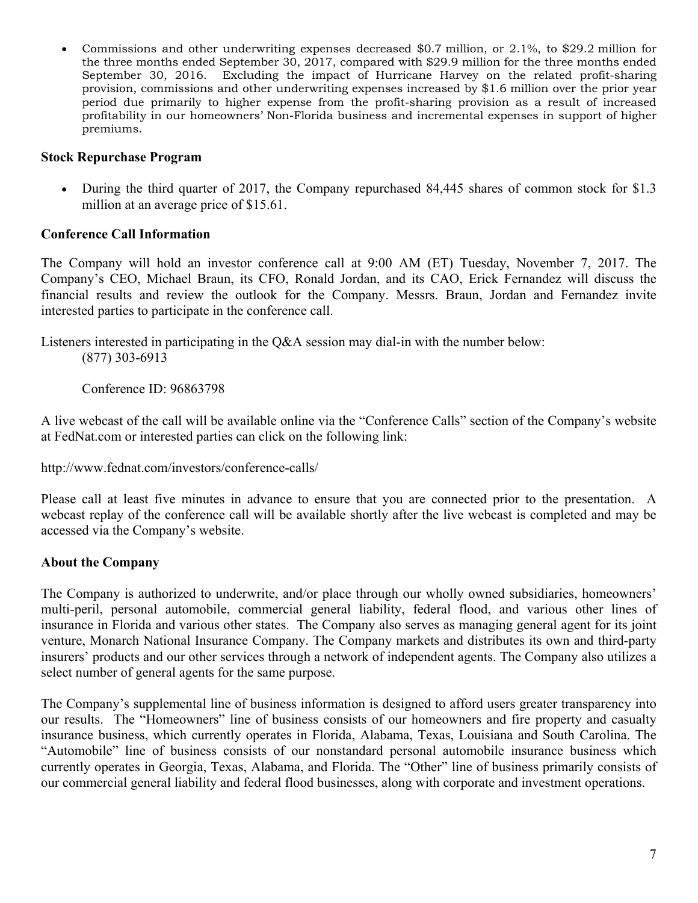- Commissions and other underwriting expenses decreased $0.7 million, or 2.1%, to $29.2 million for the three months ended September 30, 2017, compared with $29.9 million for the three months ended September 30, 2016. Excluding the impact of Hurricane Harvey on the related profit-sharing provision, commissions and other underwriting expenses increased by $1.6 million over the prior year period due primarily to higher expense from the profit-sharing provision as a result of increased profitability in our homeowners' Non-Florida business and incremental expenses in support of higher premiums.

**Stock Repurchase Program**

- During the third quarter of 2017, the Company repurchased 84,445 shares of common stock for $1.3 million at an average price of $15.61.

**Conference Call Information**

The Company will hold an investor conference call at 9:00 AM (ET) Tuesday, November 7, 2017. The Company's CEO, Michael Braun, its CFO, Ronald Jordan, and its CAO, Erick Fernandez will discuss the financial results and review the outlook for the Company. Messrs. Braun, Jordan and Fernandez invite interested parties to participate in the conference call.

Listeners interested in participating in the Q&A session may dial-in with the number below:

(877) 303-6913

Conference ID: 96863798

A live webcast of the call will be available online via the "Conference Calls" section of the Company's website at FedNat.com or interested parties can click on the following link:

http://www.fednat.com/investors/conference-calls/

Please call at least five minutes in advance to ensure that you are connected prior to the presentation. A webcast replay of the conference call will be available shortly after the live webcast is completed and may be accessed via the Company's website.

**About the Company**

The Company is authorized to underwrite, and/or place through our wholly owned subsidiaries, homeowners' multi-peril, personal automobile, commercial general liability, federal flood, and various other lines of insurance in Florida and various other states. The Company also serves as managing general agent for its joint venture, Monarch National Insurance Company. The Company markets and distributes its own and third-party insurers' products and our other services through a network of independent agents. The Company also utilizes a select number of general agents for the same purpose.

The Company's supplemental line of business information is designed to afford users greater transparency into our results. The "Homeowners" line of business consists of our homeowners and fire property and casualty insurance business, which currently operates in Florida, Alabama, Texas, Louisiana and South Carolina. The "Automobile" line of business consists of our nonstandard personal automobile insurance business which currently operates in Georgia, Texas, Alabama, and Florida. The "Other" line of business primarily consists of our commercial general liability and federal flood businesses, along with corporate and investment operations.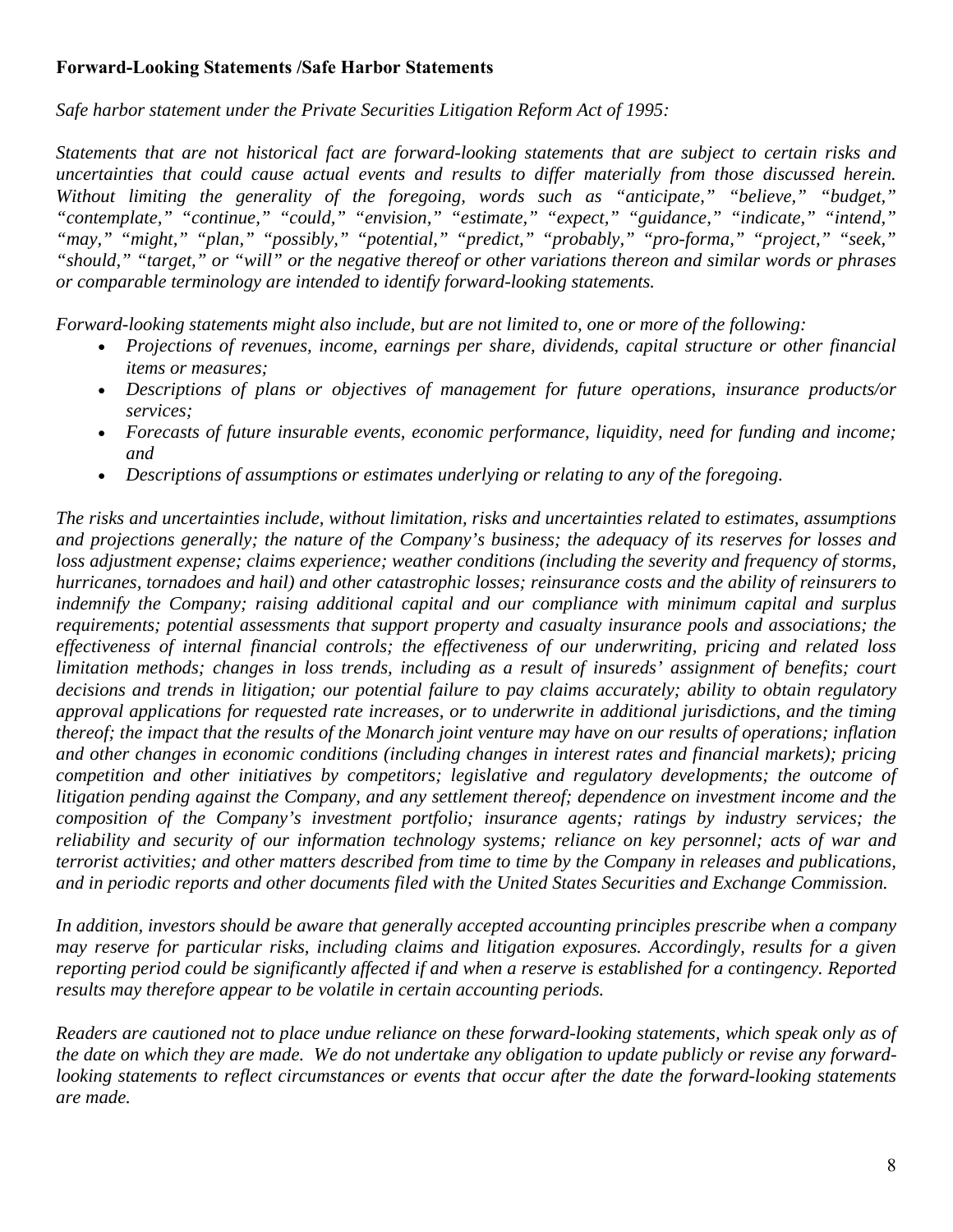**Forward-Looking Statements /Safe Harbor Statements**

*Safe harbor statement under the Private Securities Litigation Reform Act of 1995:*

*Statements that are not historical fact are forward-looking statements that are subject to certain risks and uncertainties that could cause actual events and results to differ materially from those discussed herein. Without limiting the generality of the foregoing, words such as "anticipate," "believe," "budget," "contemplate," "continue," "could," "envision," "estimate," "expect," "guidance," "indicate," "intend," "may," "might," "plan," "possibly," "potential," "predict," "probably," "pro-forma," "project," "seek," "should," "target," or "will" or the negative thereof or other variations thereon and similar words or phrases or comparable terminology are intended to identify forward-looking statements.*

*Forward-looking statements might also include, but are not limited to, one or more of the following:*

- *Projections of revenues, income, earnings per share, dividends, capital structure or other financial items or measures;*
- *Descriptions of plans or objectives of management for future operations, insurance products/or services;*
- *Forecasts of future insurable events, economic performance, liquidity, need for funding and income; and*
- *Descriptions of assumptions or estimates underlying or relating to any of the foregoing.*

*The risks and uncertainties include, without limitation, risks and uncertainties related to estimates, assumptions and projections generally; the nature of the Company's business; the adequacy of its reserves for losses and loss adjustment expense; claims experience; weather conditions (including the severity and frequency of storms, hurricanes, tornadoes and hail) and other catastrophic losses; reinsurance costs and the ability of reinsurers to indemnify the Company; raising additional capital and our compliance with minimum capital and surplus requirements; potential assessments that support property and casualty insurance pools and associations; the effectiveness of internal financial controls; the effectiveness of our underwriting, pricing and related loss limitation methods; changes in loss trends, including as a result of insureds' assignment of benefits; court decisions and trends in litigation; our potential failure to pay claims accurately; ability to obtain regulatory approval applications for requested rate increases, or to underwrite in additional jurisdictions, and the timing thereof; the impact that the results of the Monarch joint venture may have on our results of operations; inflation and other changes in economic conditions (including changes in interest rates and financial markets); pricing competition and other initiatives by competitors; legislative and regulatory developments; the outcome of litigation pending against the Company, and any settlement thereof; dependence on investment income and the composition of the Company's investment portfolio; insurance agents; ratings by industry services; the reliability and security of our information technology systems; reliance on key personnel; acts of war and terrorist activities; and other matters described from time to time by the Company in releases and publications, and in periodic reports and other documents filed with the United States Securities and Exchange Commission.*

*In addition, investors should be aware that generally accepted accounting principles prescribe when a company may reserve for particular risks, including claims and litigation exposures. Accordingly, results for a given reporting period could be significantly affected if and when a reserve is established for a contingency. Reported results may therefore appear to be volatile in certain accounting periods.*

*Readers are cautioned not to place undue reliance on these forward-looking statements, which speak only as of the date on which they are made. We do not undertake any obligation to update publicly or revise any forward-looking statements to reflect circumstances or events that occur after the date the forward-looking statements are made.*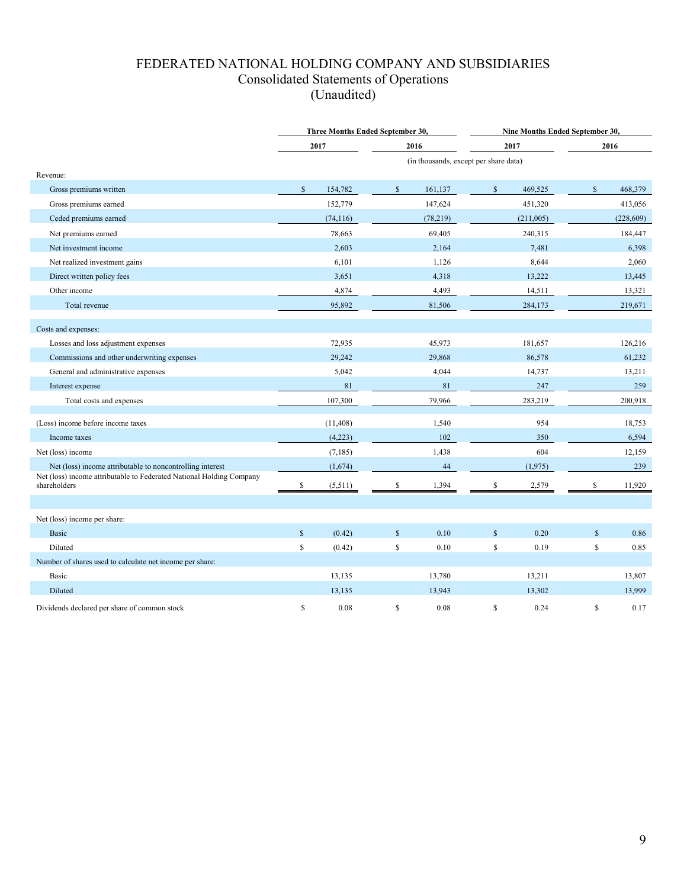# FEDERATED NATIONAL HOLDING COMPANY AND SUBSIDIARIES
## Consolidated Statements of Operations
## (Unaudited)

| | Three Months Ended September 30, | | Nine Months Ended September 30, | |
|---|---|---|---|---|
| | 2017 | 2016 | 2017 | 2016 |
| | (in thousands, except per share data) | | | |
| Revenue: | | | | |
| Gross premiums written | $ 154,782 | $ 161,137 | $ 469,525 | $ 468,379 |
| Gross premiums earned | 152,779 | 147,624 | 451,320 | 413,056 |
| Ceded premiums earned | (74,116) | (78,219) | (211,005) | (228,609) |
| Net premiums earned | 78,663 | 69,405 | 240,315 | 184,447 |
| Net investment income | 2,603 | 2,164 | 7,481 | 6,398 |
| Net realized investment gains | 6,101 | 1,126 | 8,644 | 2,060 |
| Direct written policy fees | 3,651 | 4,318 | 13,222 | 13,445 |
| Other income | 4,874 | 4,493 | 14,511 | 13,321 |
| Total revenue | 95,892 | 81,506 | 284,173 | 219,671 |
| Costs and expenses: | | | | |
| Losses and loss adjustment expenses | 72,935 | 45,973 | 181,657 | 126,216 |
| Commissions and other underwriting expenses | 29,242 | 29,868 | 86,578 | 61,232 |
| General and administrative expenses | 5,042 | 4,044 | 14,737 | 13,211 |
| Interest expense | 81 | 81 | 247 | 259 |
| Total costs and expenses | 107,300 | 79,966 | 283,219 | 200,918 |
| (Loss) income before income taxes | (11,408) | 1,540 | 954 | 18,753 |
| Income taxes | (4,223) | 102 | 350 | 6,594 |
| Net (loss) income | (7,185) | 1,438 | 604 | 12,159 |
| Net (loss) income attributable to noncontrolling interest | (1,674) | 44 | (1,975) | 239 |
| Net (loss) income attributable to Federated National Holding Company shareholders | $ (5,511) | $ 1,394 | $ 2,579 | $ 11,920 |
| Net (loss) income per share: | | | | |
| Basic | $ (0.42) | $ 0.10 | $ 0.20 | $ 0.86 |
| Diluted | $ (0.42) | $ 0.10 | $ 0.19 | $ 0.85 |
| Number of shares used to calculate net income per share: | | | | |
| Basic | 13,135 | 13,780 | 13,211 | 13,807 |
| Diluted | 13,135 | 13,943 | 13,302 | 13,999 |
| Dividends declared per share of common stock | $ 0.08 | $ 0.08 | $ 0.24 | $ 0.17 |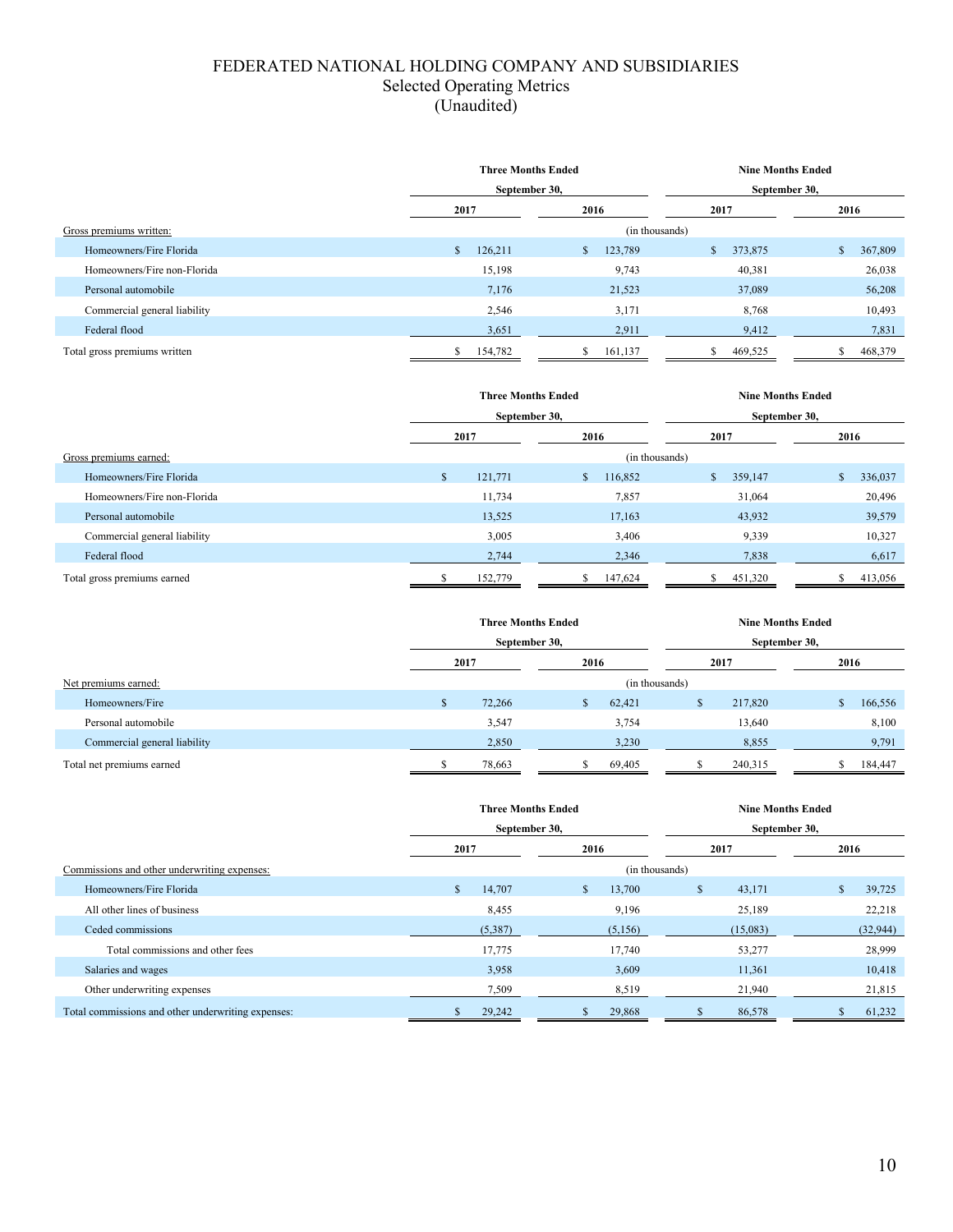# FEDERATED NATIONAL HOLDING COMPANY AND SUBSIDIARIES
## Selected Operating Metrics
## (Unaudited)

| | Three Months Ended September 30, | | Nine Months Ended September 30, | |
|---|---|---|---|---|
| | 2017 | 2016 | 2017 | 2016 |
| Gross premiums written: | (in thousands) | | | |
| Homeowners/Fire Florida | $ 126,211 | $ 123,789 | $ 373,875 | $ 367,809 |
| Homeowners/Fire non-Florida | 15,198 | 9,743 | 40,381 | 26,038 |
| Personal automobile | 7,176 | 21,523 | 37,089 | 56,208 |
| Commercial general liability | 2,546 | 3,171 | 8,768 | 10,493 |
| Federal flood | 3,651 | 2,911 | 9,412 | 7,831 |
| Total gross premiums written | $ 154,782 | $ 161,137 | $ 469,525 | $ 468,379 |

| | Three Months Ended September 30, | | Nine Months Ended September 30, | |
|---|---|---|---|---|
| | 2017 | 2016 | 2017 | 2016 |
| Gross premiums earned: | (in thousands) | | | |
| Homeowners/Fire Florida | $ 121,771 | $ 116,852 | $ 359,147 | $ 336,037 |
| Homeowners/Fire non-Florida | 11,734 | 7,857 | 31,064 | 20,496 |
| Personal automobile | 13,525 | 17,163 | 43,932 | 39,579 |
| Commercial general liability | 3,005 | 3,406 | 9,339 | 10,327 |
| Federal flood | 2,744 | 2,346 | 7,838 | 6,617 |
| Total gross premiums earned | $ 152,779 | $ 147,624 | $ 451,320 | $ 413,056 |

| | Three Months Ended September 30, | | Nine Months Ended September 30, | |
|---|---|---|---|---|
| | 2017 | 2016 | 2017 | 2016 |
| Net premiums earned: | (in thousands) | | | |
| Homeowners/Fire | $ 72,266 | $ 62,421 | $ 217,820 | $ 166,556 |
| Personal automobile | 3,547 | 3,754 | 13,640 | 8,100 |
| Commercial general liability | 2,850 | 3,230 | 8,855 | 9,791 |
| Total net premiums earned | $ 78,663 | $ 69,405 | $ 240,315 | $ 184,447 |

| | Three Months Ended September 30, | | Nine Months Ended September 30, | |
|---|---|---|---|---|
| | 2017 | 2016 | 2017 | 2016 |
| Commissions and other underwriting expenses: | (in thousands) | | | |
| Homeowners/Fire Florida | $ 14,707 | $ 13,700 | $ 43,171 | $ 39,725 |
| All other lines of business | 8,455 | 9,196 | 25,189 | 22,218 |
| Ceded commissions | (5,387) | (5,156) | (15,083) | (32,944) |
| Total commissions and other fees | 17,775 | 17,740 | 53,277 | 28,999 |
| Salaries and wages | 3,958 | 3,609 | 11,361 | 10,418 |
| Other underwriting expenses | 7,509 | 8,519 | 21,940 | 21,815 |
| Total commissions and other underwriting expenses: | $ 29,242 | $ 29,868 | $ 86,578 | $ 61,232 |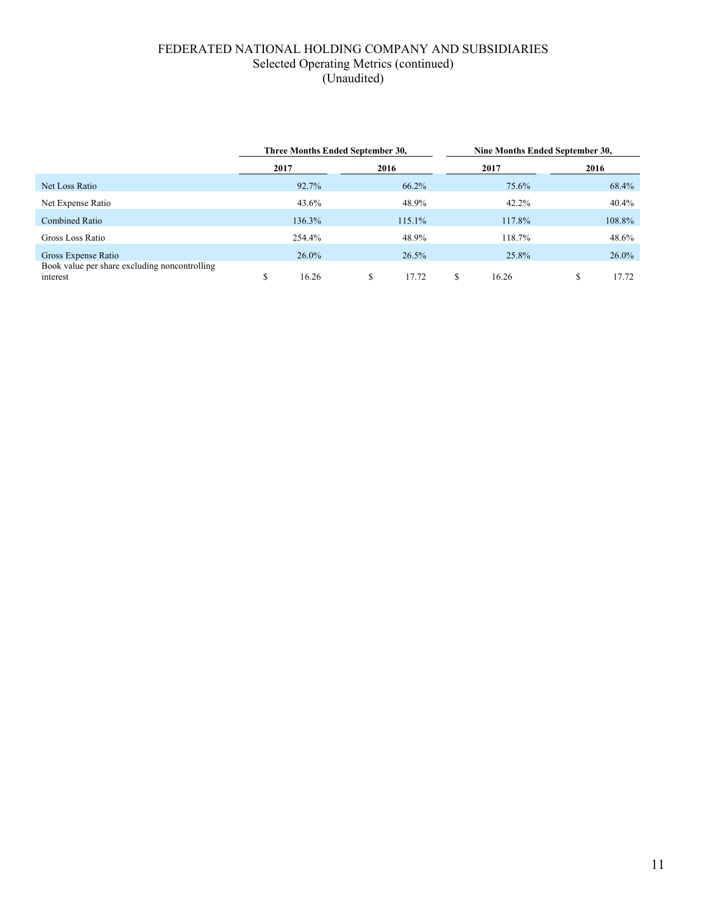# FEDERATED NATIONAL HOLDING COMPANY AND SUBSIDIARIES

## Selected Operating Metrics (continued)

## (Unaudited)

| | Three Months Ended September 30, | | Nine Months Ended September 30, | |
|---|---|---|---|---|
| | 2017 | 2016 | 2017 | 2016 |
| Net Loss Ratio | 92.7% | 66.2% | 75.6% | 68.4% |
| Net Expense Ratio | 43.6% | 48.9% | 42.2% | 40.4% |
| Combined Ratio | 136.3% | 115.1% | 117.8% | 108.8% |
| Gross Loss Ratio | 254.4% | 48.9% | 118.7% | 48.6% |
| Gross Expense Ratio | 26.0% | 26.5% | 25.8% | 26.0% |
| Book value per share excluding noncontrolling interest | $ 16.26 | $ 17.72 | $ 16.26 | $ 17.72 |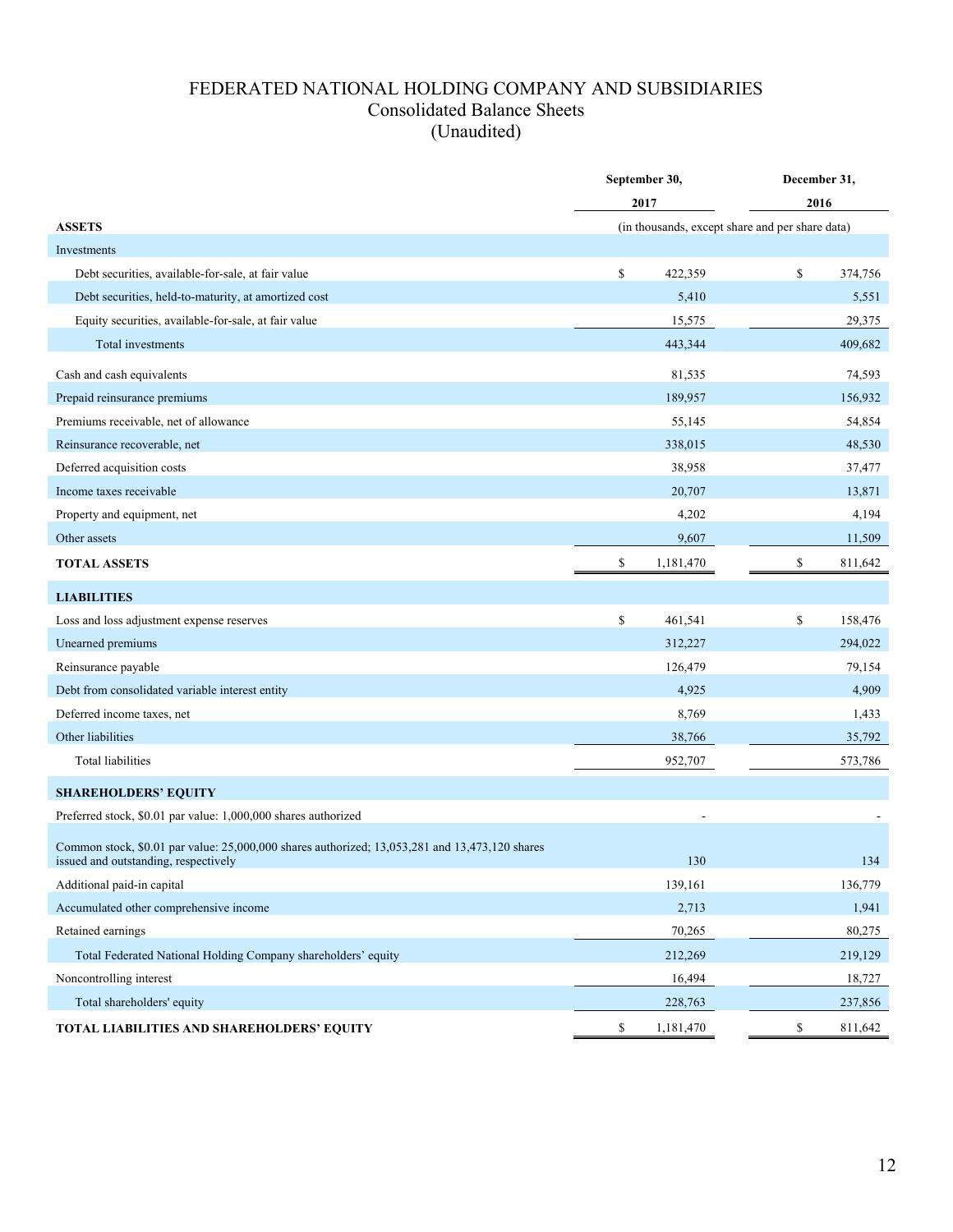# FEDERATED NATIONAL HOLDING COMPANY AND SUBSIDIARIES

## Consolidated Balance Sheets

## (Unaudited)

| | September 30, 2017 | December 31, 2016 |
|---|---|---|
| **ASSETS** | (in thousands, except share and per share data) | |
| Investments | | |
| Debt securities, available-for-sale, at fair value | $ 422,359 | $ 374,756 |
| Debt securities, held-to-maturity, at amortized cost | 5,410 | 5,551 |
| Equity securities, available-for-sale, at fair value | 15,575 | 29,375 |
| Total investments | 443,344 | 409,682 |
| Cash and cash equivalents | 81,535 | 74,593 |
| Prepaid reinsurance premiums | 189,957 | 156,932 |
| Premiums receivable, net of allowance | 55,145 | 54,854 |
| Reinsurance recoverable, net | 338,015 | 48,530 |
| Deferred acquisition costs | 38,958 | 37,477 |
| Income taxes receivable | 20,707 | 13,871 |
| Property and equipment, net | 4,202 | 4,194 |
| Other assets | 9,607 | 11,509 |
| **TOTAL ASSETS** | $ 1,181,470 | $ 811,642 |
| **LIABILITIES** | | |
| Loss and loss adjustment expense reserves | $ 461,541 | $ 158,476 |
| Unearned premiums | 312,227 | 294,022 |
| Reinsurance payable | 126,479 | 79,154 |
| Debt from consolidated variable interest entity | 4,925 | 4,909 |
| Deferred income taxes, net | 8,769 | 1,433 |
| Other liabilities | 38,766 | 35,792 |
| Total liabilities | 952,707 | 573,786 |
| **SHAREHOLDERS' EQUITY** | | |
| Preferred stock, $0.01 par value: 1,000,000 shares authorized | - | - |
| Common stock, $0.01 par value: 25,000,000 shares authorized; 13,053,281 and 13,473,120 shares issued and outstanding, respectively | 130 | 134 |
| Additional paid-in capital | 139,161 | 136,779 |
| Accumulated other comprehensive income | 2,713 | 1,941 |
| Retained earnings | 70,265 | 80,275 |
| Total Federated National Holding Company shareholders' equity | 212,269 | 219,129 |
| Noncontrolling interest | 16,494 | 18,727 |
| Total shareholders' equity | 228,763 | 237,856 |
| **TOTAL LIABILITIES AND SHAREHOLDERS' EQUITY** | $ 1,181,470 | $ 811,642 |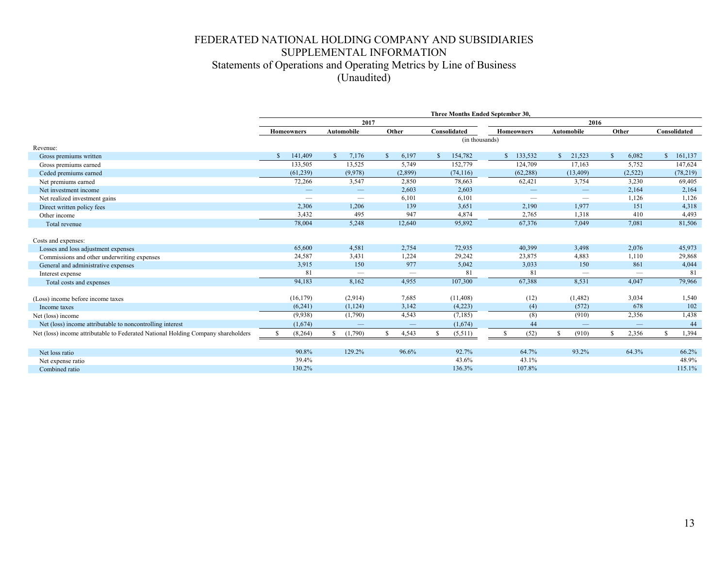# FEDERATED NATIONAL HOLDING COMPANY AND SUBSIDIARIES
## SUPPLEMENTAL INFORMATION
### Statements of Operations and Operating Metrics by Line of Business
### (Unaudited)

| | Three Months Ended September 30, | | | | | | | |
|---|---|---|---|---|---|---|---|---|
| | 2017 | | | | 2016 | | | |
| | Homeowners | Automobile | Other | Consolidated | Homeowners | Automobile | Other | Consolidated |
| | (in thousands) | | | | | | | |
| Revenue: | | | | | | | | |
| Gross premiums written | $ 141,409 | $ 7,176 | $ 6,197 | $ 154,782 | $ 133,532 | $ 21,523 | $ 6,082 | $ 161,137 |
| Gross premiums earned | 133,505 | 13,525 | 5,749 | 152,779 | 124,709 | 17,163 | 5,752 | 147,624 |
| Ceded premiums earned | (61,239) | (9,978) | (2,899) | (74,116) | (62,288) | (13,409) | (2,522) | (78,219) |
| Net premiums earned | 72,266 | 3,547 | 2,850 | 78,663 | 62,421 | 3,754 | 3,230 | 69,405 |
| Net investment income | — | — | 2,603 | 2,603 | — | — | 2,164 | 2,164 |
| Net realized investment gains | — | — | 6,101 | 6,101 | — | — | 1,126 | 1,126 |
| Direct written policy fees | 2,306 | 1,206 | 139 | 3,651 | 2,190 | 1,977 | 151 | 4,318 |
| Other income | 3,432 | 495 | 947 | 4,874 | 2,765 | 1,318 | 410 | 4,493 |
| Total revenue | 78,004 | 5,248 | 12,640 | 95,892 | 67,376 | 7,049 | 7,081 | 81,506 |
| Costs and expenses: | | | | | | | | |
| Losses and loss adjustment expenses | 65,600 | 4,581 | 2,754 | 72,935 | 40,399 | 3,498 | 2,076 | 45,973 |
| Commissions and other underwriting expenses | 24,587 | 3,431 | 1,224 | 29,242 | 23,875 | 4,883 | 1,110 | 29,868 |
| General and administrative expenses | 3,915 | 150 | 977 | 5,042 | 3,033 | 150 | 861 | 4,044 |
| Interest expense | 81 | — | — | 81 | 81 | — | — | 81 |
| Total costs and expenses | 94,183 | 8,162 | 4,955 | 107,300 | 67,388 | 8,531 | 4,047 | 79,966 |
| (Loss) income before income taxes | (16,179) | (2,914) | 7,685 | (11,408) | (12) | (1,482) | 3,034 | 1,540 |
| Income taxes | (6,241) | (1,124) | 3,142 | (4,223) | (4) | (572) | 678 | 102 |
| Net (loss) income | (9,938) | (1,790) | 4,543 | (7,185) | (8) | (910) | 2,356 | 1,438 |
| Net (loss) income attributable to noncontrolling interest | (1,674) | — | — | (1,674) | 44 | — | — | 44 |
| Net (loss) income attributable to Federated National Holding Company shareholders | $ (8,264) | $ (1,790) | $ 4,543 | $ (5,511) | $ (52) | $ (910) | $ 2,356 | $ 1,394 |
| Net loss ratio | 90.8% | 129.2% | 96.6% | 92.7% | 64.7% | 93.2% | 64.3% | 66.2% |
| Net expense ratio | 39.4% | | | 43.6% | 43.1% | | | 48.9% |
| Combined ratio | 130.2% | | | 136.3% | 107.8% | | | 115.1% |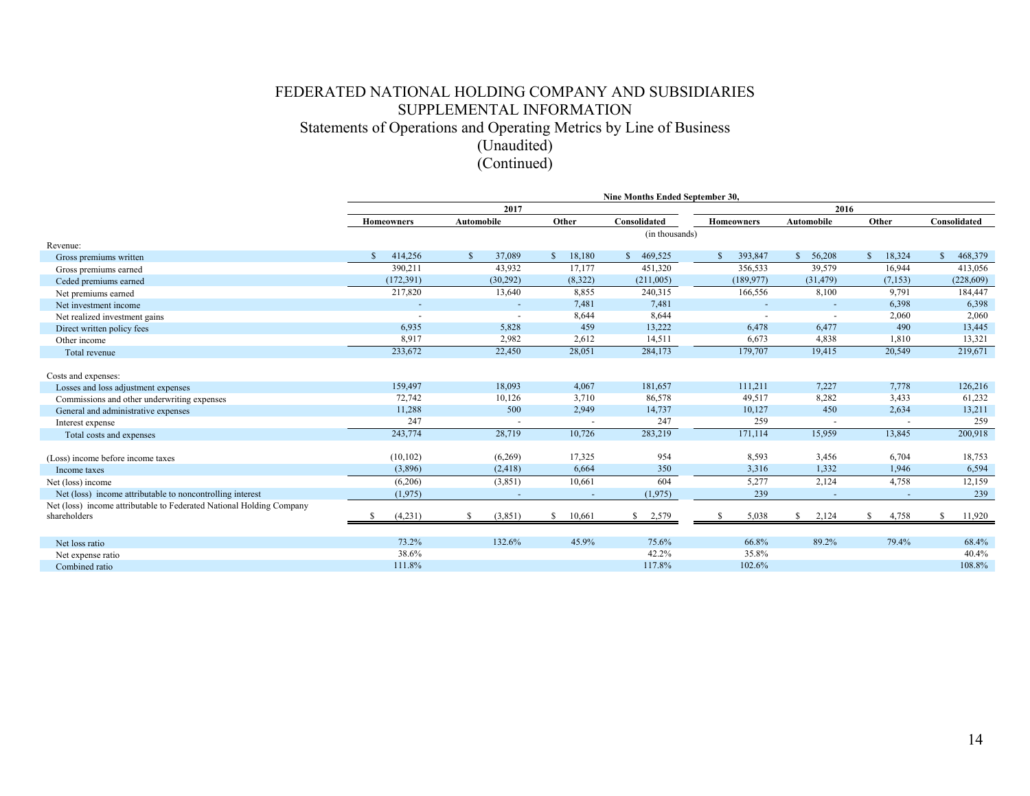# FEDERATED NATIONAL HOLDING COMPANY AND SUBSIDIARIES
## SUPPLEMENTAL INFORMATION
## Statements of Operations and Operating Metrics by Line of Business
## (Unaudited)
## (Continued)

| | Nine Months Ended September 30, | | | | | | | |
|---|---|---|---|---|---|---|---|---|
| | 2017 | | | | 2016 | | | |
| | Homeowners | Automobile | Other | Consolidated | Homeowners | Automobile | Other | Consolidated |
| | (in thousands) | | | | | | | |
| Revenue: | | | | | | | | |
| Gross premiums written | $ 414,256 | $ 37,089 | $ 18,180 | $ 469,525 | $ 393,847 | $ 56,208 | $ 18,324 | $ 468,379 |
| Gross premiums earned | 390,211 | 43,932 | 17,177 | 451,320 | 356,533 | 39,579 | 16,944 | 413,056 |
| Ceded premiums earned | (172,391) | (30,292) | (8,322) | (211,005) | (189,977) | (31,479) | (7,153) | (228,609) |
| Net premiums earned | 217,820 | 13,640 | 8,855 | 240,315 | 166,556 | 8,100 | 9,791 | 184,447 |
| Net investment income | - | - | 7,481 | 7,481 | - | - | 6,398 | 6,398 |
| Net realized investment gains | - | - | 8,644 | 8,644 | - | - | 2,060 | 2,060 |
| Direct written policy fees | 6,935 | 5,828 | 459 | 13,222 | 6,478 | 6,477 | 490 | 13,445 |
| Other income | 8,917 | 2,982 | 2,612 | 14,511 | 6,673 | 4,838 | 1,810 | 13,321 |
| Total revenue | 233,672 | 22,450 | 28,051 | 284,173 | 179,707 | 19,415 | 20,549 | 219,671 |
| Costs and expenses: | | | | | | | | |
| Losses and loss adjustment expenses | 159,497 | 18,093 | 4,067 | 181,657 | 111,211 | 7,227 | 7,778 | 126,216 |
| Commissions and other underwriting expenses | 72,742 | 10,126 | 3,710 | 86,578 | 49,517 | 8,282 | 3,433 | 61,232 |
| General and administrative expenses | 11,288 | 500 | 2,949 | 14,737 | 10,127 | 450 | 2,634 | 13,211 |
| Interest expense | 247 | - | - | 247 | 259 | - | - | 259 |
| Total costs and expenses | 243,774 | 28,719 | 10,726 | 283,219 | 171,114 | 15,959 | 13,845 | 200,918 |
| (Loss) income before income taxes | (10,102) | (6,269) | 17,325 | 954 | 8,593 | 3,456 | 6,704 | 18,753 |
| Income taxes | (3,896) | (2,418) | 6,664 | 350 | 3,316 | 1,332 | 1,946 | 6,594 |
| Net (loss) income | (6,206) | (3,851) | 10,661 | 604 | 5,277 | 2,124 | 4,758 | 12,159 |
| Net (loss) income attributable to noncontrolling interest | (1,975) | - | - | (1,975) | 239 | - | - | 239 |
| Net (loss) income attributable to Federated National Holding Company shareholders | $ (4,231) | $ (3,851) | $ 10,661 | $ 2,579 | $ 5,038 | $ 2,124 | $ 4,758 | $ 11,920 |
| Net loss ratio | 73.2% | 132.6% | 45.9% | 75.6% | 66.8% | 89.2% | 79.4% | 68.4% |
| Net expense ratio | 38.6% | | | 42.2% | 35.8% | | | 40.4% |
| Combined ratio | 111.8% | | | 117.8% | 102.6% | | | 108.8% |